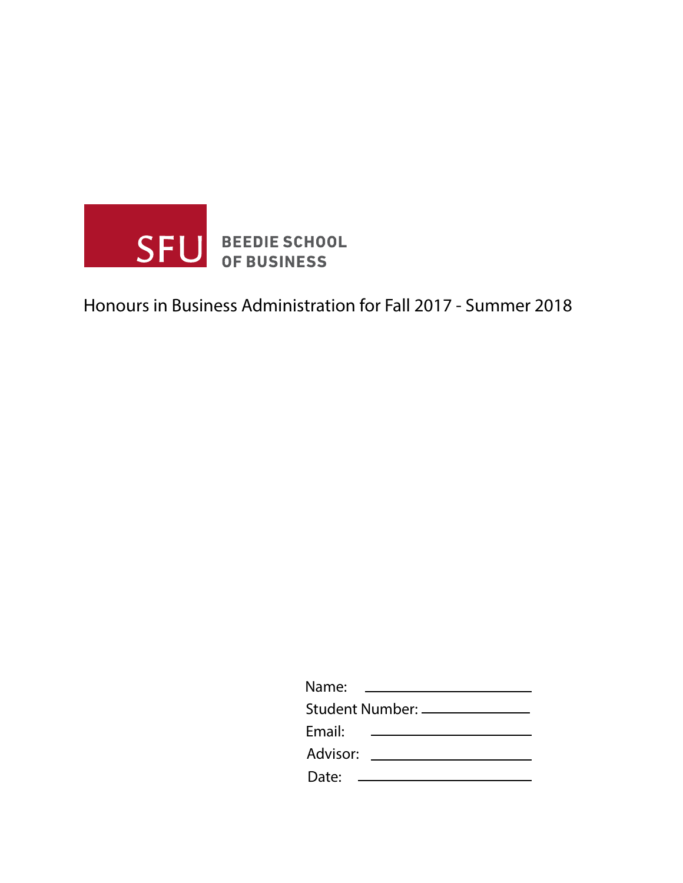SFU BEEDIE SCHOOL OF BUSINESS

# Honours in Business Administration for Fall 2017 - Summer 2018

Name: \_\_\_\_\_\_\_\_\_\_\_\_\_\_\_\_\_\_\_\_

Student Number: \_\_\_\_\_\_\_\_\_\_\_\_\_\_\_\_\_\_\_\_

Email: \_\_\_\_\_\_\_\_\_\_\_\_\_\_\_\_\_\_\_\_

Advisor: \_\_\_\_\_\_\_\_\_\_\_\_\_\_\_\_\_\_\_\_

Date: \_\_\_\_\_\_\_\_\_\_\_\_\_\_\_\_\_\_\_\_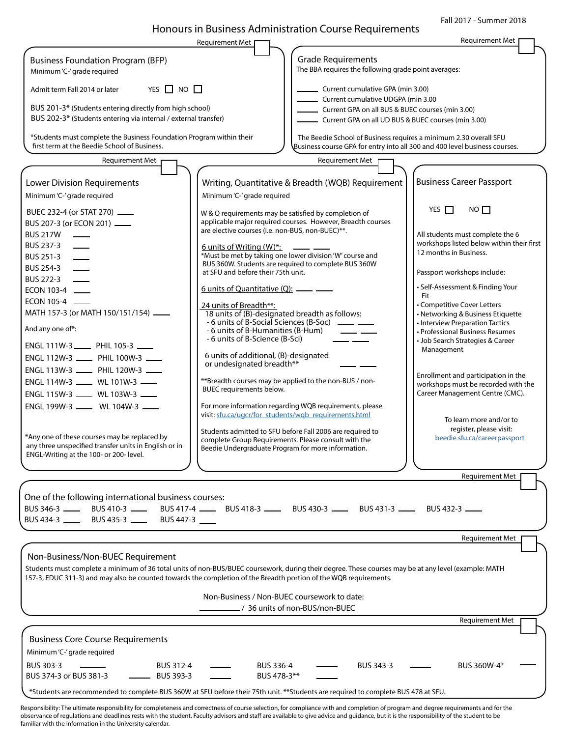Fall 2017 - Summer 2018

# Honours in Business Administration Course Requirements

## Business Foundation Program (BFP)

Requirement Met ☐

Minimum 'C-' grade required

Admit term Fall 2014 or later YES ☐ NO ☐

BUS 201-3* (Students entering directly from high school)
BUS 202-3* (Students entering via internal / external transfer)

*Students must complete the Business Foundation Program within their first term at the Beedie School of Business.

## Grade Requirements

Requirement Met ☐

The BBA requires the following grade point averages:

______ Current cumulative GPA (min 3.00)
______ Current cumulative UDGPA (min 3.00
______ Current GPA on all BUS & BUEC courses (min 3.00)
______ Current GPA on all UD BUS & BUEC courses (min 3.00)

The Beedie School of Business requires a minimum 2.30 overall SFU Business course GPA for entry into all 300 and 400 level business courses.

## Lower Division Requirements

Requirement Met ☐

Minimum 'C-' grade required

BUEC 232-4 (or STAT 270) ____
BUS 207-3 (or ECON 201) ____
BUS 217W ____
BUS 237-3 ____
BUS 251-3 ____
BUS 254-3 ____
BUS 272-3 ____
ECON 103-4 ____
ECON 105-4 ____
MATH 157-3 (or MATH 150/151/154) ____

And any one of*:

ENGL 111W-3 ____ PHIL 105-3 ____
ENGL 112W-3 ____ PHIL 100W-3 ____
ENGL 113W-3 ____ PHIL 120W-3 ____
ENGL 114W-3 ____ WL 101W-3 ____
ENGL 115W-3 ____ WL 103W-3 ____
ENGL 199W-3 ____ WL 104W-3 ____

*Any one of these courses may be replaced by any three unspecified transfer units in English or in ENGL-Writing at the 100- or 200- level.

## Writing, Quantitative & Breadth (WQB) Requirement

Requirement Met ☐

Minimum 'C-' grade required

W & Q requirements may be satisfied by completion of applicable major required courses. However, Breadth courses are elective courses (i.e. non-BUS, non-BUEC)**.

6 units of Writing (W)*: ____ ____
*Must be met by taking one lower division 'W' course and BUS 360W. Students are required to complete BUS 360W at SFU and before their 75th unit.

6 units of Quantitative (Q): ____ ____

24 units of Breadth**:
18 units of (B)-designated breadth as follows:
- 6 units of B-Social Sciences (B-Soc) ____ ____
- 6 units of B-Humanities (B-Hum) ____ ____
- 6 units of B-Science (B-Sci) ____ ____

6 units of additional, (B)-designated or undesignated breadth** ____ ____

**Breadth courses may be applied to the non-BUS / non-BUEC requirements below.

For more information regarding WQB requirements, please visit: sfu.ca/ugcr/for_students/wqb_requirements.html

Students admitted to SFU before Fall 2006 are required to complete Group Requirements. Please consult with the Beedie Undergraduate Program for more information.

## Business Career Passport

YES ☐ NO ☐

All students must complete the 6 workshops listed below within their first 12 months in Business.

Passport workshops include:

- Self-Assessment & Finding Your Fit
- Competitive Cover Letters
- Networking & Business Etiquette
- Interview Preparation Tactics
- Professional Business Resumes
- Job Search Strategies & Career Management

Enrollment and participation in the workshops must be recorded with the Career Management Centre (CMC).

To learn more and/or to register, please visit: beedie.sfu.ca/careerpassport

## One of the following international business courses:

Requirement Met ☐

BUS 346-3 ____ BUS 410-3 ____ BUS 417-4 ____ BUS 418-3 ____ BUS 430-3 ____ BUS 431-3 ____ BUS 432-3 ____
BUS 434-3 ____ BUS 435-3 ____ BUS 447-3 ____

## Non-Business/Non-BUEC Requirement

Requirement Met ☐

Students must complete a minimum of 36 total units of non-BUS/BUEC coursework, during their degree. These courses may be at any level (example: MATH 157-3, EDUC 311-3) and may also be counted towards the completion of the Breadth portion of the WQB requirements.

Non-Business / Non-BUEC coursework to date:
________ / 36 units of non-BUS/non-BUEC

## Business Core Course Requirements

Requirement Met ☐

Minimum 'C-' grade required

BUS 303-3 ____ BUS 312-4 ____ BUS 336-4 ____ BUS 343-3 ____ BUS 360W-4* ____
BUS 374-3 or BUS 381-3 ____ BUS 393-3 ____ BUS 478-3** ____

*Students are recommended to complete BUS 360W at SFU before their 75th unit. **Students are required to complete BUS 478 at SFU.

Responsibility: The ultimate responsibility for completeness and correctness of course selection, for compliance with and completion of program and degree requirements and for the observance of regulations and deadlines rests with the student. Faculty advisors and staff are available to give advice and guidance, but it is the responsibility of the student to be familiar with the information in the University calendar.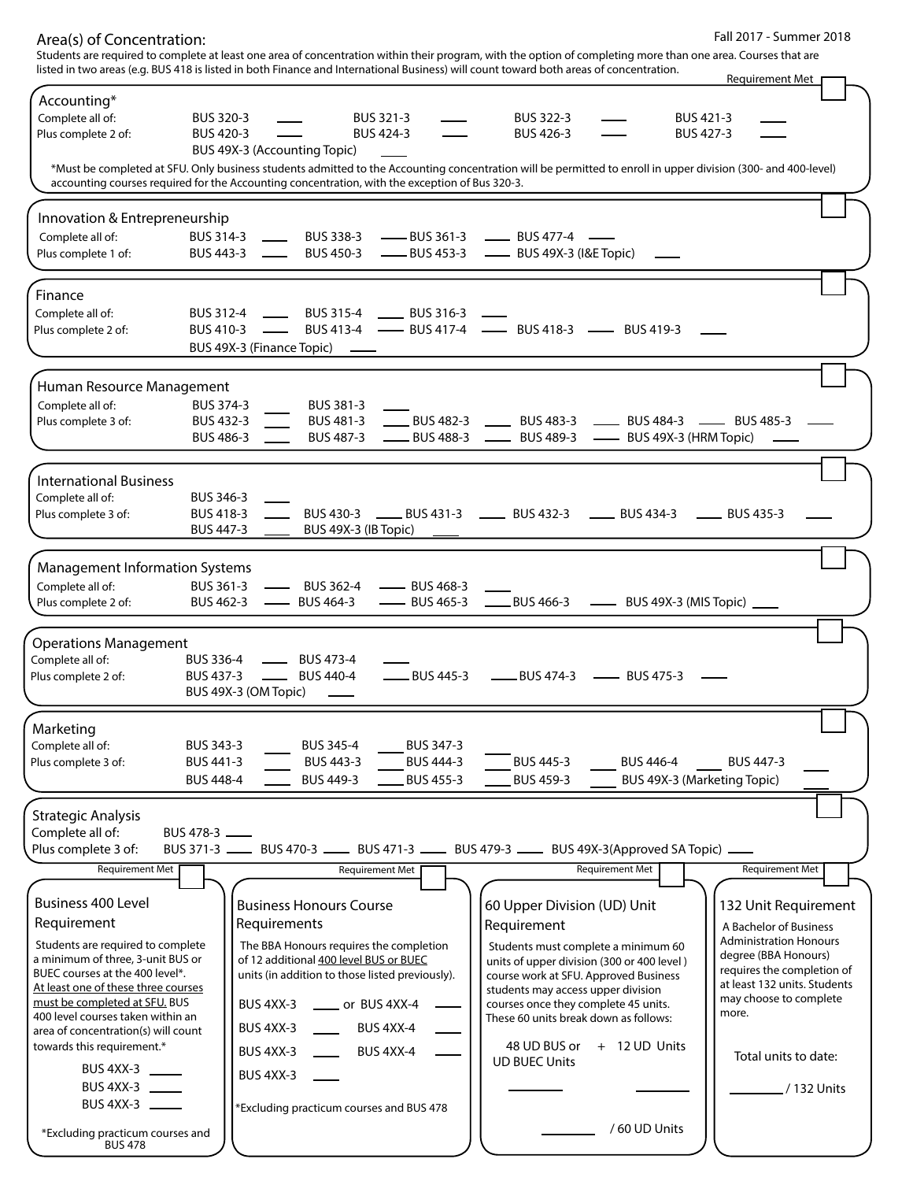Fall 2017 - Summer 2018

## Area(s) of Concentration:

Students are required to complete at least one area of concentration within their program, with the option of completing more than one area. Courses that are listed in two areas (e.g. BUS 418 is listed in both Finance and International Business) will count toward both areas of concentration.

Requirement Met

### Accounting*

Complete all of: BUS 320-3 ___ BUS 321-3 ___ BUS 322-3 ___ BUS 421-3 ___

Plus complete 2 of: BUS 420-3 ___ BUS 424-3 ___ BUS 426-3 ___ BUS 427-3 ___ BUS 49X-3 (Accounting Topic) ___

*Must be completed at SFU. Only business students admitted to the Accounting concentration will be permitted to enroll in upper division (300- and 400-level) accounting courses required for the Accounting concentration, with the exception of Bus 320-3.

### Innovation & Entrepreneurship

Complete all of: BUS 314-3 ___ BUS 338-3 ___ BUS 361-3 ___ BUS 477-4 ___

Plus complete 1 of: BUS 443-3 ___ BUS 450-3 ___ BUS 453-3 ___ BUS 49X-3 (I&E Topic) ___

### Finance

Complete all of: BUS 312-4 ___ BUS 315-4 ___ BUS 316-3 ___

Plus complete 2 of: BUS 410-3 ___ BUS 413-4 ___ BUS 417-4 ___ BUS 418-3 ___ BUS 419-3 ___ BUS 49X-3 (Finance Topic) ___

### Human Resource Management

Complete all of: BUS 374-3 ___ BUS 381-3 ___

Plus complete 3 of: BUS 432-3 ___ BUS 481-3 ___ BUS 482-3 ___ BUS 483-3 ___ BUS 484-3 ___ BUS 485-3 ___ BUS 486-3 ___ BUS 487-3 ___ BUS 488-3 ___ BUS 489-3 ___ BUS 49X-3 (HRM Topic) ___

### International Business

Complete all of: BUS 346-3 ___

Plus complete 3 of: BUS 418-3 ___ BUS 430-3 ___ BUS 431-3 ___ BUS 432-3 ___ BUS 434-3 ___ BUS 435-3 ___ BUS 447-3 ___ BUS 49X-3 (IB Topic) ___

### Management Information Systems

Complete all of: BUS 361-3 ___ BUS 362-4 ___ BUS 468-3 ___

Plus complete 2 of: BUS 462-3 ___ BUS 464-3 ___ BUS 465-3 ___ BUS 466-3 ___ BUS 49X-3 (MIS Topic) ___

### Operations Management

Complete all of: BUS 336-4 ___ BUS 473-4 ___

Plus complete 2 of: BUS 437-3 ___ BUS 440-4 ___ BUS 445-3 ___ BUS 474-3 ___ BUS 475-3 ___ BUS 49X-3 (OM Topic) ___

### Marketing

Complete all of: BUS 343-3 ___ BUS 345-4 ___ BUS 347-3 ___

Plus complete 3 of: BUS 441-3 ___ BUS 443-3 ___ BUS 444-3 ___ BUS 445-3 ___ BUS 446-4 ___ BUS 447-3 ___ BUS 448-4 ___ BUS 449-3 ___ BUS 455-3 ___ BUS 459-3 ___ BUS 49X-3 (Marketing Topic) ___

### Strategic Analysis

Complete all of: BUS 478-3 ___

Plus complete 3 of: BUS 371-3 ___ BUS 470-3 ___ BUS 471-3 ___ BUS 479-3 ___ BUS 49X-3(Approved SA Topic) ___

### Business 400 Level Requirement

Requirement Met

Students are required to complete a minimum of three, 3-unit BUS or BUEC courses at the 400 level*. At least one of these three courses must be completed at SFU. BUS 400 level courses taken within an area of concentration(s) will count towards this requirement.*

BUS 4XX-3 ___

BUS 4XX-3 ___

BUS 4XX-3 ___

*Excluding practicum courses and BUS 478

### Business Honours Course Requirements

Requirement Met

The BBA Honours requires the completion of 12 additional 400 level BUS or BUEC units (in addition to those listed previously).

BUS 4XX-3 ___ or BUS 4XX-4 ___

BUS 4XX-3 ___ BUS 4XX-4 ___

BUS 4XX-3 ___ BUS 4XX-4 ___

BUS 4XX-3 ___

*Excluding practicum courses and BUS 478

### 60 Upper Division (UD) Unit Requirement

Requirement Met

Students must complete a minimum 60 units of upper division (300 or 400 level) course work at SFU. Approved Business students may access upper division courses once they complete 45 units. These 60 units break down as follows:

48 UD BUS or UD BUEC Units + 12 UD Units

________ ________

________ / 60 UD Units

### 132 Unit Requirement

Requirement Met

A Bachelor of Business Administration Honours degree (BBA Honours) requires the completion of at least 132 units. Students may choose to complete more.

Total units to date:

________ / 132 Units